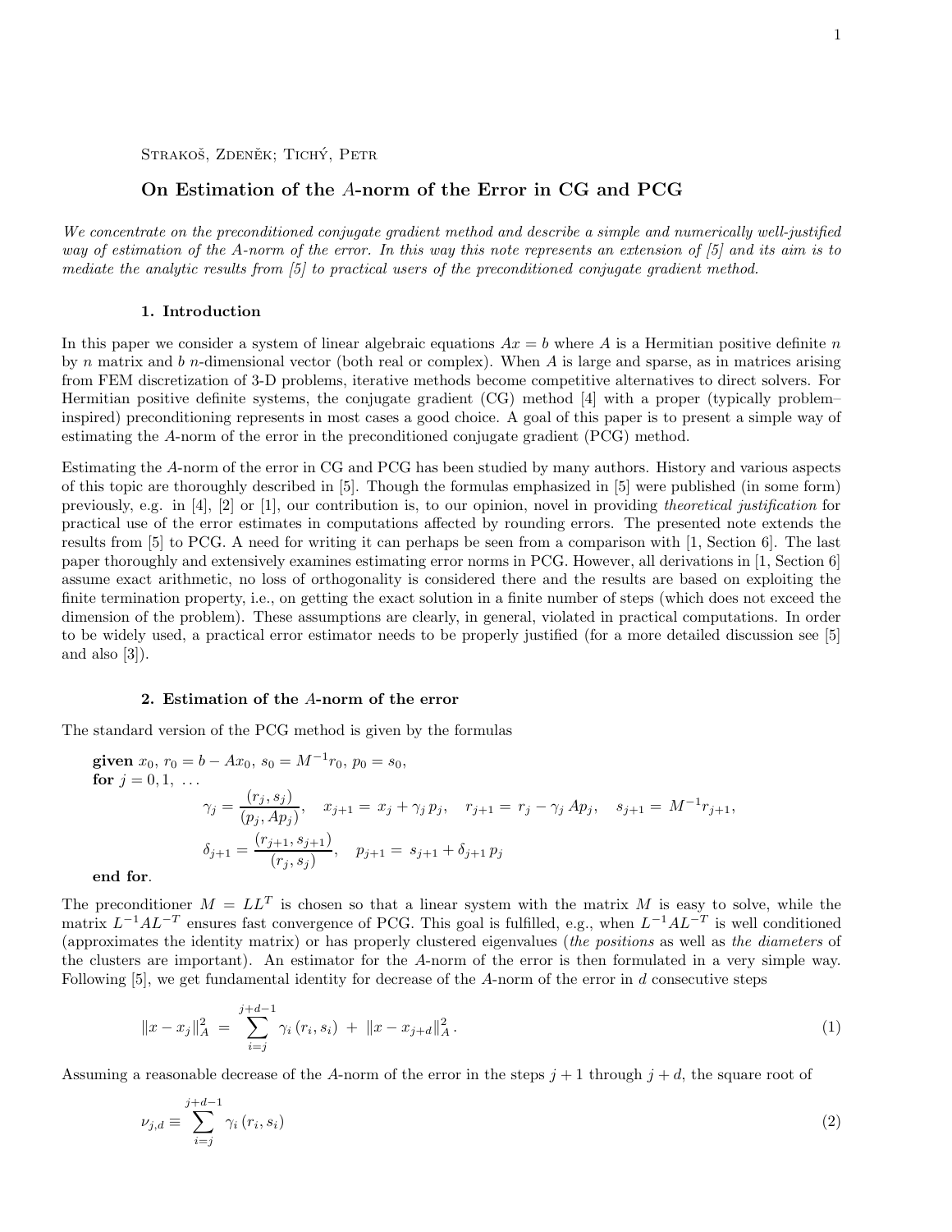Strakoš, Zdeněk; Tichý, Petr

# On Estimation of the $A$-norm of the Error in CG and PCG

*We concentrate on the preconditioned conjugate gradient method and describe a simple and numerically well-justified way of estimation of the A-norm of the error. In this way this note represents an extension of [5] and its aim is to mediate the analytic results from [5] to practical users of the preconditioned conjugate gradient method.*

## 1. Introduction

In this paper we consider a system of linear algebraic equations $Ax = b$ where $A$ is a Hermitian positive definite $n$ by $n$ matrix and $b$ $n$-dimensional vector (both real or complex). When $A$ is large and sparse, as in matrices arising from FEM discretization of 3-D problems, iterative methods become competitive alternatives to direct solvers. For Hermitian positive definite systems, the conjugate gradient (CG) method [4] with a proper (typically problem–inspired) preconditioning represents in most cases a good choice. A goal of this paper is to present a simple way of estimating the $A$-norm of the error in the preconditioned conjugate gradient (PCG) method.

Estimating the $A$-norm of the error in CG and PCG has been studied by many authors. History and various aspects of this topic are thoroughly described in [5]. Though the formulas emphasized in [5] were published (in some form) previously, e.g. in [4], [2] or [1], our contribution is, to our opinion, novel in providing *theoretical justification* for practical use of the error estimates in computations affected by rounding errors. The presented note extends the results from [5] to PCG. A need for writing it can perhaps be seen from a comparison with [1, Section 6]. The last paper thoroughly and extensively examines estimating error norms in PCG. However, all derivations in [1, Section 6] assume exact arithmetic, no loss of orthogonality is considered there and the results are based on exploiting the finite termination property, i.e., on getting the exact solution in a finite number of steps (which does not exceed the dimension of the problem). These assumptions are clearly, in general, violated in practical computations. In order to be widely used, a practical error estimator needs to be properly justified (for a more detailed discussion see [5] and also [3]).

## 2. Estimation of the $A$-norm of the error

The standard version of the PCG method is given by the formulas

**given** $x_0$, $r_0 = b - Ax_0$, $s_0 = M^{-1}r_0$, $p_0 = s_0$,
**for** $j = 0, 1, \ \ldots$

$$\gamma_j = \frac{(r_j, s_j)}{(p_j, Ap_j)}, \quad x_{j+1} = x_j + \gamma_j \, p_j, \quad r_{j+1} = r_j - \gamma_j \, Ap_j, \quad s_{j+1} = M^{-1} r_{j+1},$$

$$\delta_{j+1} = \frac{(r_{j+1}, s_{j+1})}{(r_j, s_j)}, \quad p_{j+1} = s_{j+1} + \delta_{j+1} \, p_j$$

**end for**.

The preconditioner $M = LL^T$ is chosen so that a linear system with the matrix $M$ is easy to solve, while the matrix $L^{-1}AL^{-T}$ ensures fast convergence of PCG. This goal is fulfilled, e.g., when $L^{-1}AL^{-T}$ is well conditioned (approximates the identity matrix) or has properly clustered eigenvalues (*the positions* as well as *the diameters* of the clusters are important). An estimator for the $A$-norm of the error is then formulated in a very simple way. Following [5], we get fundamental identity for decrease of the $A$-norm of the error in $d$ consecutive steps

$$\|x - x_j\|_A^2 \ = \ \sum_{i=j}^{j+d-1} \gamma_i \, (r_i, s_i) \ + \ \|x - x_{j+d}\|_A^2 \, . \tag{1}$$

Assuming a reasonable decrease of the $A$-norm of the error in the steps $j+1$ through $j+d$, the square root of

$$\nu_{j,d} \equiv \sum_{i=j}^{j+d-1} \gamma_i \, (r_i, s_i) \tag{2}$$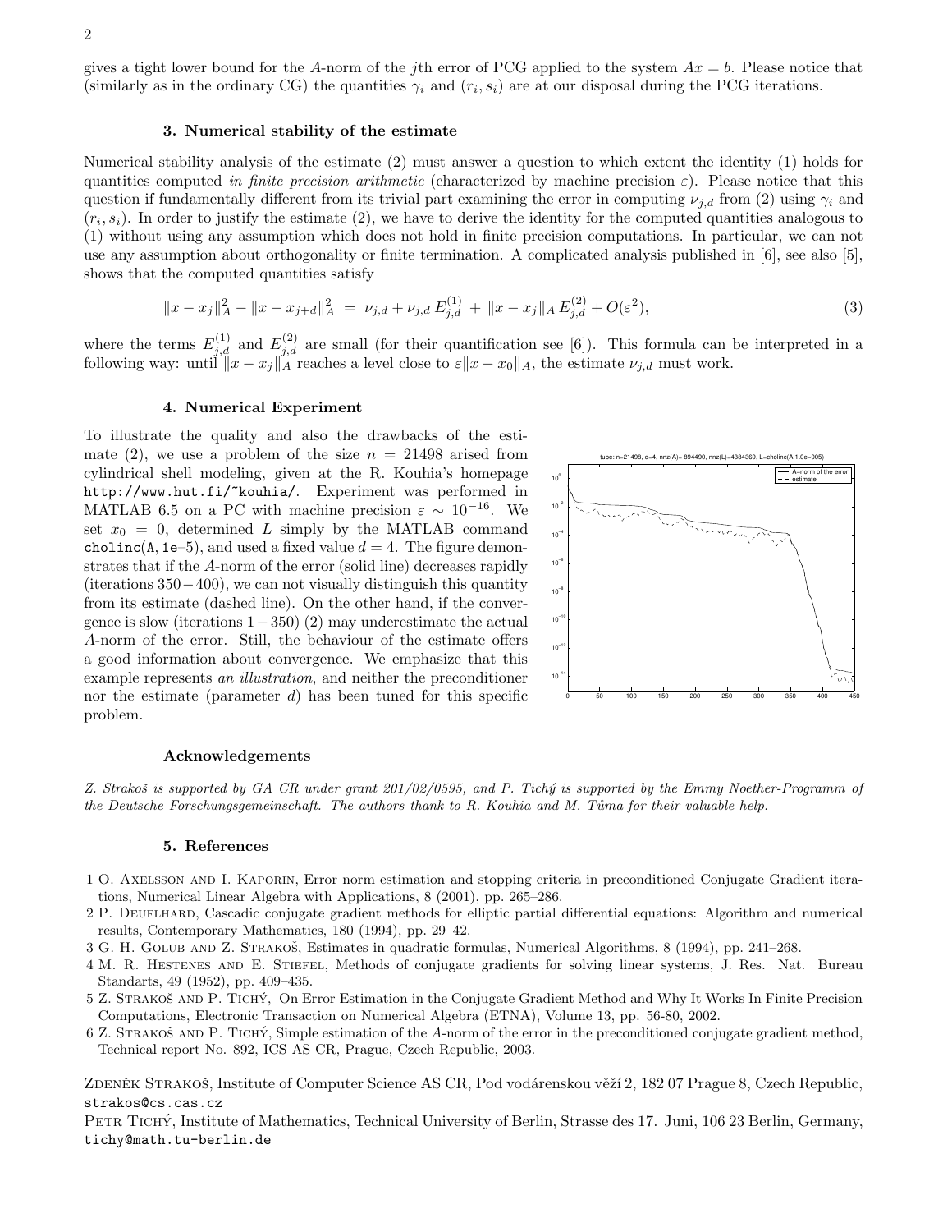gives a tight lower bound for the $A$-norm of the $j$th error of PCG applied to the system $Ax = b$. Please notice that (similarly as in the ordinary CG) the quantities $\gamma_i$ and $(r_i, s_i)$ are at our disposal during the PCG iterations.

### 3. Numerical stability of the estimate

Numerical stability analysis of the estimate (2) must answer a question to which extent the identity (1) holds for quantities computed *in finite precision arithmetic* (characterized by machine precision $\varepsilon$). Please notice that this question if fundamentally different from its trivial part examining the error in computing $\nu_{j,d}$ from (2) using $\gamma_i$ and $(r_i, s_i)$. In order to justify the estimate (2), we have to derive the identity for the computed quantities analogous to (1) without using any assumption which does not hold in finite precision computations. In particular, we can not use any assumption about orthogonality or finite termination. A complicated analysis published in [6], see also [5], shows that the computed quantities satisfy

$$\|x - x_j\|_A^2 - \|x - x_{j+d}\|_A^2 \;=\; \nu_{j,d} + \nu_{j,d}\, E_{j,d}^{(1)} \;+\; \|x - x_j\|_A\, E_{j,d}^{(2)} + O(\varepsilon^2), \tag{3}$$

where the terms $E_{j,d}^{(1)}$ and $E_{j,d}^{(2)}$ are small (for their quantification see [6]). This formula can be interpreted in a following way: until $\|x - x_j\|_A$ reaches a level close to $\varepsilon \|x - x_0\|_A$, the estimate $\nu_{j,d}$ must work.

### 4. Numerical Experiment

To illustrate the quality and also the drawbacks of the estimate (2), we use a problem of the size $n = 21498$ arised from cylindrical shell modeling, given at the R. Kouhia's homepage http://www.hut.fi/~kouhia/. Experiment was performed in MATLAB 6.5 on a PC with machine precision $\varepsilon \sim 10^{-16}$. We set $x_0 = 0$, determined $L$ simply by the MATLAB command `cholinc(A, 1e–5)`, and used a fixed value $d = 4$. The figure demonstrates that if the $A$-norm of the error (solid line) decreases rapidly (iterations $350-400$), we can not visually distinguish this quantity from its estimate (dashed line). On the other hand, if the convergence is slow (iterations $1-350$) (2) may underestimate the actual $A$-norm of the error. Still, the behaviour of the estimate offers a good information about convergence. We emphasize that this example represents *an illustration*, and neither the preconditioner nor the estimate (parameter $d$) has been tuned for this specific problem.

tube: n=21498, d=4, nnz(A)= 894490, nnz(L)=4384369, L=cholinc(A,1.0e−005)

A–norm of the error
estimate

10^0
10^-2
10^-4
10^-6
10^-8
10^-10
10^-12
10^-14

0 50 100 150 200 250 300 350 400 450

### Acknowledgements

*Z. Strakoš is supported by GA CR under grant 201/02/0595, and P. Tichý is supported by the Emmy Noether-Programm of the Deutsche Forschungsgemeinschaft. The authors thank to R. Kouhia and M. Tůma for their valuable help.*

### 5. References

1 O. Axelsson and I. Kaporin, Error norm estimation and stopping criteria in preconditioned Conjugate Gradient iterations, Numerical Linear Algebra with Applications, 8 (2001), pp. 265–286.

2 P. Deuflhard, Cascadic conjugate gradient methods for elliptic partial differential equations: Algorithm and numerical results, Contemporary Mathematics, 180 (1994), pp. 29–42.

3 G. H. Golub and Z. Strakoš, Estimates in quadratic formulas, Numerical Algorithms, 8 (1994), pp. 241–268.

4 M. R. Hestenes and E. Stiefel, Methods of conjugate gradients for solving linear systems, J. Res. Nat. Bureau Standarts, 49 (1952), pp. 409–435.

5 Z. Strakoš and P. Tichý, On Error Estimation in the Conjugate Gradient Method and Why It Works In Finite Precision Computations, Electronic Transaction on Numerical Algebra (ETNA), Volume 13, pp. 56-80, 2002.

6 Z. Strakoš and P. Tichý, Simple estimation of the $A$-norm of the error in the preconditioned conjugate gradient method, Technical report No. 892, ICS AS CR, Prague, Czech Republic, 2003.

Zdeněk Strakoš, Institute of Computer Science AS CR, Pod vodárenskou věží 2, 182 07 Prague 8, Czech Republic, strakos@cs.cas.cz

Petr Tichý, Institute of Mathematics, Technical University of Berlin, Strasse des 17. Juni, 106 23 Berlin, Germany, tichy@math.tu-berlin.de